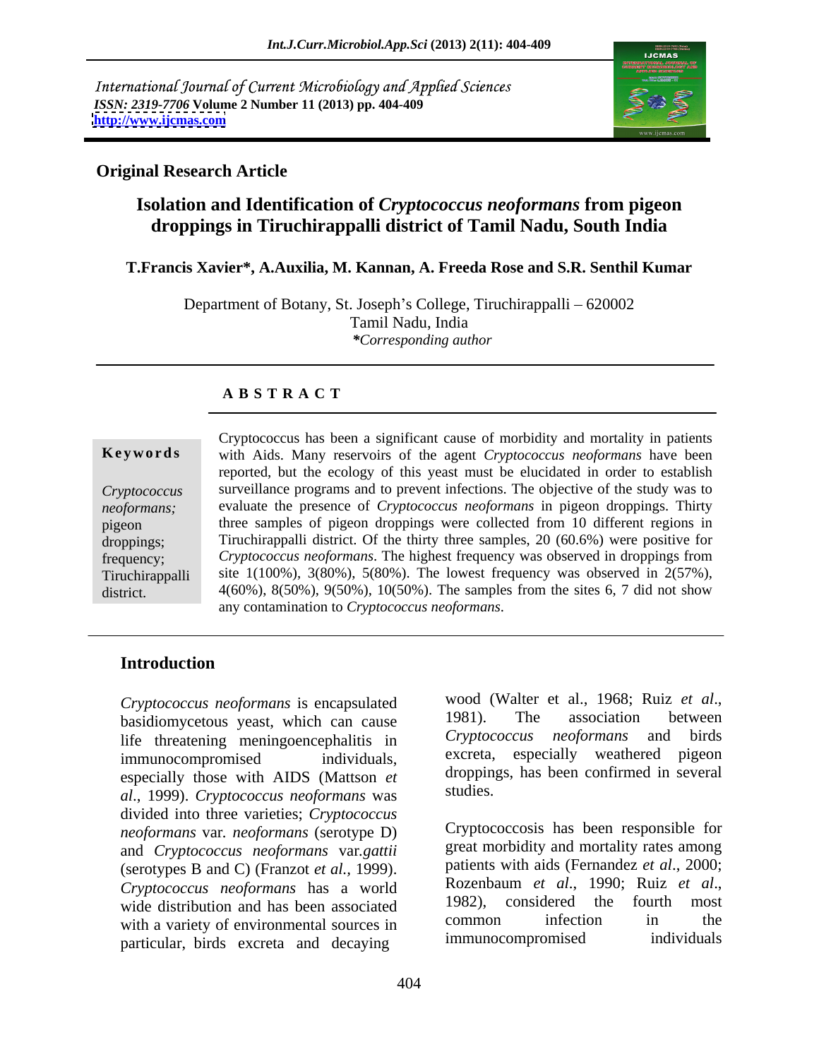International Journal of Current Microbiology and Applied Sciences
*ISSN: 2319-7706* **Volume 2 Number 11 (2013) pp. 404-409**
**http://www.ijcmas.com**

**Original Research Article**

# Isolation and Identification of *Cryptococcus neoformans* from pigeon droppings in Tiruchirappalli district of Tamil Nadu, South India

**T.Francis Xavier\*, A.Auxilia, M. Kannan, A. Freeda Rose and S.R. Senthil Kumar**

Department of Botany, St. Joseph's College, Tiruchirappalli – 620002
Tamil Nadu, India
*\*Corresponding author*

## A B S T R A C T

**Keywords**

*Cryptococcus neoformans;* pigeon droppings; frequency; Tiruchirappalli district.

Cryptococcus has been a significant cause of morbidity and mortality in patients with Aids. Many reservoirs of the agent *Cryptococcus neoformans* have been reported, but the ecology of this yeast must be elucidated in order to establish surveillance programs and to prevent infections. The objective of the study was to evaluate the presence of *Cryptococcus neoformans* in pigeon droppings. Thirty three samples of pigeon droppings were collected from 10 different regions in Tiruchirappalli district. Of the thirty three samples, 20 (60.6%) were positive for *Cryptococcus neoformans*. The highest frequency was observed in droppings from site 1(100%), 3(80%), 5(80%). The lowest frequency was observed in 2(57%), 4(60%), 8(50%), 9(50%), 10(50%). The samples from the sites 6, 7 did not show any contamination to *Cryptococcus neoformans*.

## Introduction

*Cryptococcus neoformans* is encapsulated basidiomycetous yeast, which can cause life threatening meningoencephalitis in immunocompromised individuals, especially those with AIDS (Mattson *et al*., 1999). *Cryptococcus neoformans* was divided into three varieties; *Cryptococcus neoformans* var. *neoformans* (serotype D) and *Cryptococcus neoformans* var.*gattii* (serotypes B and C) (Franzot *et al.,* 1999). *Cryptococcus neoformans* has a world wide distribution and has been associated with a variety of environmental sources in particular, birds excreta and decaying wood (Walter et al., 1968; Ruiz *et al*., 1981). The association between *Cryptococcus neoformans* and birds excreta, especially weathered pigeon droppings, has been confirmed in several studies.

Cryptococcosis has been responsible for great morbidity and mortality rates among patients with aids (Fernandez *et al*., 2000; Rozenbaum *et al*., 1990; Ruiz *et al*., 1982), considered the fourth most common infection in the immunocompromised individuals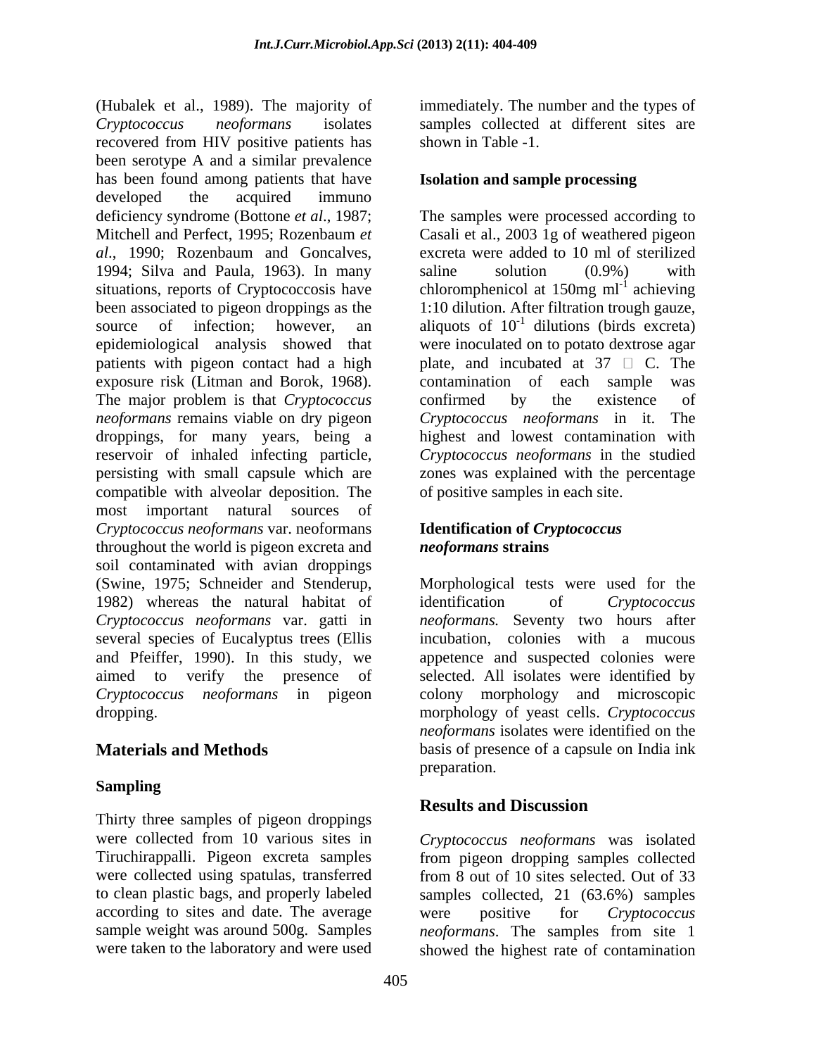(Hubalek et al., 1989). The majority of *Cryptococcus neoformans* isolates recovered from HIV positive patients has been serotype A and a similar prevalence has been found among patients that have developed the acquired immuno deficiency syndrome (Bottone *et al*., 1987; Mitchell and Perfect, 1995; Rozenbaum *et al*., 1990; Rozenbaum and Goncalves, 1994; Silva and Paula, 1963). In many situations, reports of Cryptococcosis have been associated to pigeon droppings as the source of infection; however, an epidemiological analysis showed that patients with pigeon contact had a high exposure risk (Litman and Borok, 1968). The major problem is that *Cryptococcus neoformans* remains viable on dry pigeon droppings, for many years, being a reservoir of inhaled infecting particle, persisting with small capsule which are compatible with alveolar deposition. The most important natural sources of *Cryptococcus neoformans* var. neoformans throughout the world is pigeon excreta and soil contaminated with avian droppings (Swine, 1975; Schneider and Stenderup, 1982) whereas the natural habitat of *Cryptococcus neoformans* var. gatti in several species of Eucalyptus trees (Ellis and Pfeiffer, 1990). In this study, we aimed to verify the presence of *Cryptococcus neoformans* in pigeon dropping.

## Materials and Methods

### Sampling

Thirty three samples of pigeon droppings were collected from 10 various sites in Tiruchirappalli. Pigeon excreta samples were collected using spatulas, transferred to clean plastic bags, and properly labeled according to sites and date. The average sample weight was around 500g. Samples were taken to the laboratory and were used immediately. The number and the types of samples collected at different sites are shown in Table -1.

### Isolation and sample processing

The samples were processed according to Casali et al., 2003 1g of weathered pigeon excreta were added to 10 ml of sterilized saline solution (0.9%) with chloromphenicol at 150mg $ml^{-1}$ achieving 1:10 dilution. After filtration trough gauze, aliquots of $10^{-1}$ dilutions (birds excreta) were inoculated on to potato dextrose agar plate, and incubated at 37 □ C. The contamination of each sample was confirmed by the existence of *Cryptococcus neoformans* in it. The highest and lowest contamination with *Cryptococcus neoformans* in the studied zones was explained with the percentage of positive samples in each site.

### Identification of *Cryptococcus neoformans* strains

Morphological tests were used for the identification of *Cryptococcus neoformans.* Seventy two hours after incubation, colonies with a mucous appetence and suspected colonies were selected. All isolates were identified by colony morphology and microscopic morphology of yeast cells. *Cryptococcus neoformans* isolates were identified on the basis of presence of a capsule on India ink preparation.

## Results and Discussion

*Cryptococcus neoformans* was isolated from pigeon dropping samples collected from 8 out of 10 sites selected. Out of 33 samples collected, 21 (63.6%) samples were positive for *Cryptococcus neoformans*. The samples from site 1 showed the highest rate of contamination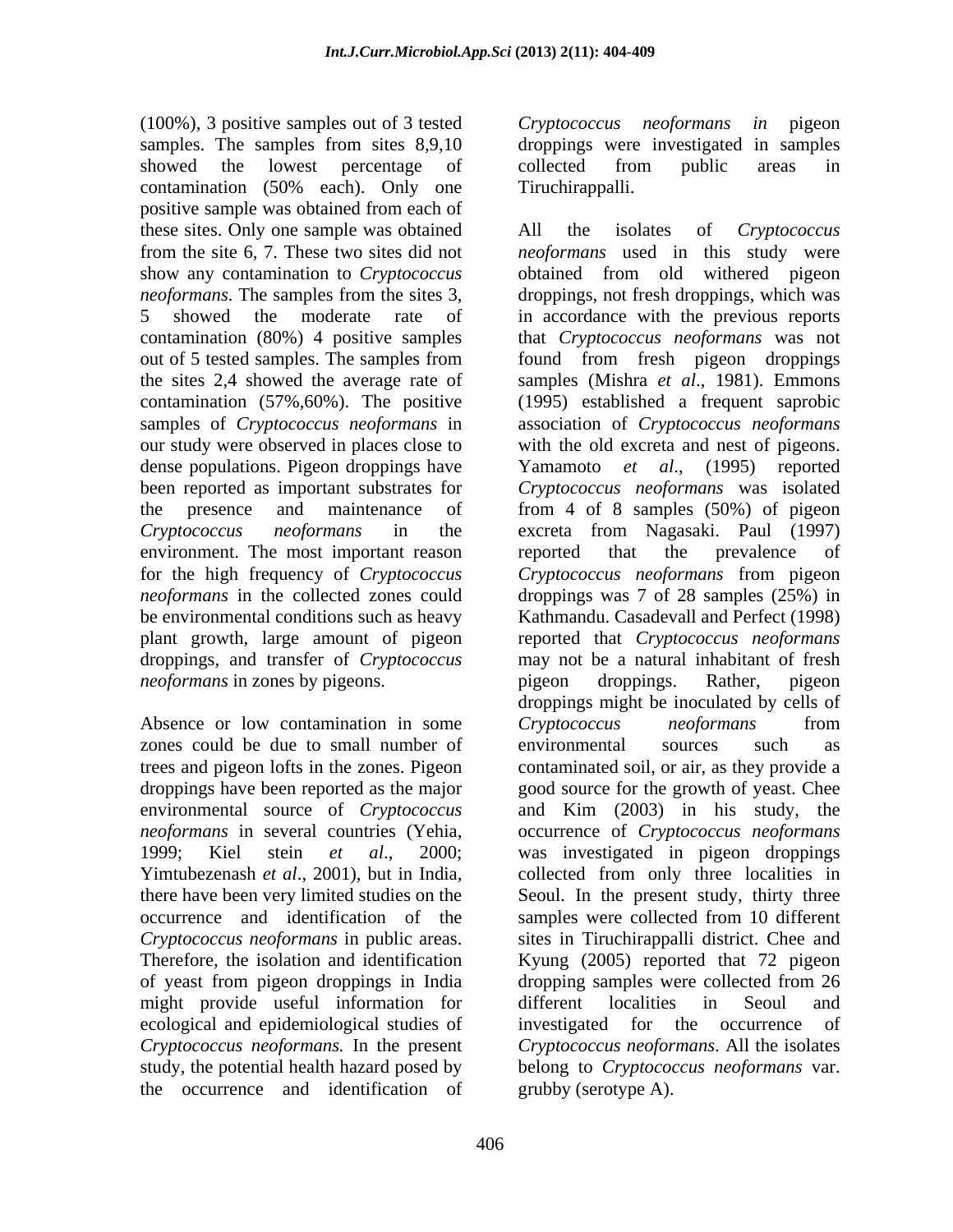(100%), 3 positive samples out of 3 tested samples. The samples from sites 8,9,10 showed the lowest percentage of contamination (50% each). Only one positive sample was obtained from each of these sites. Only one sample was obtained from the site 6, 7. These two sites did not show any contamination to *Cryptococcus neoformans*. The samples from the sites 3, 5 showed the moderate rate of contamination (80%) 4 positive samples out of 5 tested samples. The samples from the sites 2,4 showed the average rate of contamination (57%,60%). The positive samples of *Cryptococcus neoformans* in our study were observed in places close to dense populations. Pigeon droppings have been reported as important substrates for the presence and maintenance of *Cryptococcus neoformans* in the environment. The most important reason for the high frequency of *Cryptococcus neoformans* in the collected zones could be environmental conditions such as heavy plant growth, large amount of pigeon droppings, and transfer of *Cryptococcus neoformans* in zones by pigeons.

Absence or low contamination in some zones could be due to small number of trees and pigeon lofts in the zones. Pigeon droppings have been reported as the major environmental source of *Cryptococcus neoformans* in several countries (Yehia, 1999; Kiel stein *et al*., 2000; Yimtubezenash *et al*., 2001), but in India, there have been very limited studies on the occurrence and identification of the *Cryptococcus neoformans* in public areas. Therefore, the isolation and identification of yeast from pigeon droppings in India might provide useful information for ecological and epidemiological studies of *Cryptococcus neoformans.* In the present study, the potential health hazard posed by the occurrence and identification of *Cryptococcus neoformans in* pigeon droppings were investigated in samples collected from public areas in Tiruchirappalli.

All the isolates of *Cryptococcus neoformans* used in this study were obtained from old withered pigeon droppings, not fresh droppings, which was in accordance with the previous reports that *Cryptococcus neoformans* was not found from fresh pigeon droppings samples (Mishra *et al*., 1981). Emmons (1995) established a frequent saprobic association of *Cryptococcus neoformans* with the old excreta and nest of pigeons. Yamamoto *et al*., (1995) reported *Cryptococcus neoformans* was isolated from 4 of 8 samples (50%) of pigeon excreta from Nagasaki. Paul (1997) reported that the prevalence of *Cryptococcus neoformans* from pigeon droppings was 7 of 28 samples (25%) in Kathmandu. Casadevall and Perfect (1998) reported that *Cryptococcus neoformans* may not be a natural inhabitant of fresh pigeon droppings. Rather, pigeon droppings might be inoculated by cells of *Cryptococcus neoformans* from environmental sources such as contaminated soil, or air, as they provide a good source for the growth of yeast. Chee and Kim (2003) in his study, the occurrence of *Cryptococcus neoformans* was investigated in pigeon droppings collected from only three localities in Seoul. In the present study, thirty three samples were collected from 10 different sites in Tiruchirappalli district. Chee and Kyung (2005) reported that 72 pigeon dropping samples were collected from 26 different localities in Seoul and investigated for the occurrence of *Cryptococcus neoformans*. All the isolates belong to *Cryptococcus neoformans* var. grubby (serotype A).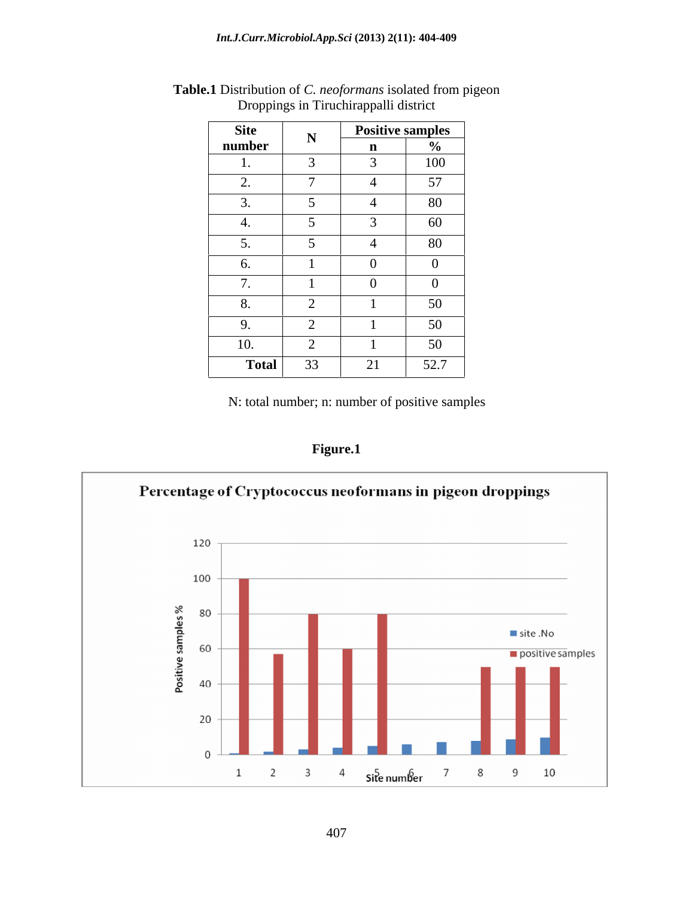**Table.1** Distribution of *C. neoformans* isolated from pigeon Droppings in Tiruchirappalli district

| Site number | N | Positive samples | |
|---|---|---|---|
| | | n | % |
| 1. | 3 | 3 | 100 |
| 2. | 7 | 4 | 57 |
| 3. | 5 | 4 | 80 |
| 4. | 5 | 3 | 60 |
| 5. | 5 | 4 | 80 |
| 6. | 1 | 0 | 0 |
| 7. | 1 | 0 | 0 |
| 8. | 2 | 1 | 50 |
| 9. | 2 | 1 | 50 |
| 10. | 2 | 1 | 50 |
| **Total** | 33 | 21 | 52.7 |

N: total number; n: number of positive samples

**Figure.1**

Percentage of Cryptococcus neoformans in pigeon droppings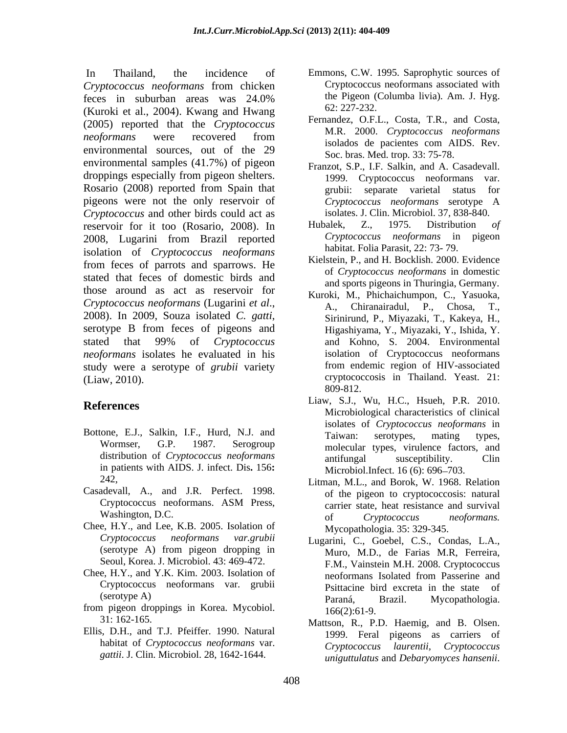In Thailand, the incidence of *Cryptococcus neoformans* from chicken feces in suburban areas was 24.0% (Kuroki et al., 2004). Kwang and Hwang (2005) reported that the *Cryptococcus neoformans* were recovered from environmental sources, out of the 29 environmental samples (41.7%) of pigeon droppings especially from pigeon shelters. Rosario (2008) reported from Spain that pigeons were not the only reservoir of *Cryptococcus* and other birds could act as reservoir for it too (Rosario, 2008). In 2008, Lugarini from Brazil reported isolation of *Cryptococcus neoformans* from feces of parrots and sparrows. He stated that feces of domestic birds and those around as act as reservoir for *Cryptococcus neoformans* (Lugarini *et al*., 2008). In 2009, Souza isolated *C. gatti*, serotype B from feces of pigeons and stated that 99% of *Cryptococcus neoformans* isolates he evaluated in his study were a serotype of *grubii* variety (Liaw, 2010).

## References

Bottone, E.J., Salkin, I.F., Hurd, N.J. and Wormser, G.P. 1987. Serogroup distribution of *Cryptococcus neoformans* in patients with AIDS. J. infect. Dis**.** 156**:** 242,

Casadevall, A., and J.R. Perfect. 1998. Cryptococcus neoformans. ASM Press, Washington, D.C.

Chee, H.Y., and Lee, K.B. 2005. Isolation of *Cryptococcus neoformans var.grubii* (serotype A) from pigeon dropping in Seoul, Korea. J. Microbiol. 43: 469-472.

Chee, H.Y., and Y.K. Kim. 2003. Isolation of Cryptococcus neoformans var. grubii (serotype A)
from pigeon droppings in Korea. Mycobiol. 31: 162-165.

Ellis, D.H., and T.J. Pfeiffer. 1990. Natural habitat of *Cryptococcus neoformans* var. *gattii*. J. Clin. Microbiol. 28, 1642-1644.

Emmons, C.W. 1995. Saprophytic sources of Cryptococcus neoformans associated with the Pigeon (Columba livia). Am. J. Hyg. 62: 227-232.

Fernandez, O.F.L., Costa, T.R., and Costa, M.R. 2000. *Cryptococcus neoformans* isolados de pacientes com AIDS. Rev. Soc. bras. Med. trop. 33: 75-78.

Franzot, S.P., I.F. Salkin, and A. Casadevall. 1999. Cryptococcus neoformans var. grubii: separate varietal status for *Cryptococcus neoformans* serotype A isolates. J. Clin. Microbiol. 37, 838-840.

Hubalek, Z., 1975. Distribution *of Cryptococcus neoformans* in pigeon habitat. Folia Parasit, 22: 73- 79.

Kielstein, P., and H. Bocklish. 2000. Evidence of *Cryptococcus neoformans* in domestic and sports pigeons in Thuringia, Germany.

Kuroki, M., Phichaichumpon, C., Yasuoka, A., Chiranairadul, P., Chosa, T., Sirinirund, P., Miyazaki, T., Kakeya, H., Higashiyama, Y., Miyazaki, Y., Ishida, Y. and Kohno, S. 2004. Environmental isolation of Cryptococcus neoformans from endemic region of HIV-associated cryptococcosis in Thailand. Yeast. 21: 809-812.

Liaw, S.J., Wu, H.C., Hsueh, P.R. 2010. Microbiological characteristics of clinical isolates of *Cryptococcus neoformans* in Taiwan: serotypes, mating types, molecular types, virulence factors, and antifungal susceptibility. Clin Microbiol.Infect. 16 (6): 696–703.

Litman, M.L., and Borok, W. 1968. Relation of the pigeon to cryptococcosis: natural carrier state, heat resistance and survival of *Cryptococcus neoformans.* Mycopathologia. 35: 329-345.

Lugarini, C., Goebel, C.S., Condas, L.A., Muro, M.D., de Farias M.R, Ferreira, F.M., Vainstein M.H. 2008. Cryptococcus neoformans Isolated from Passerine and Psittacine bird excreta in the state of Paraná, Brazil. Mycopathologia. 166(2):61-9.

Mattson, R., P.D. Haemig, and B. Olsen. 1999. Feral pigeons as carriers of *Cryptococcus laurentii, Cryptococcus uniguttulatus* and *Debaryomyces hansenii*.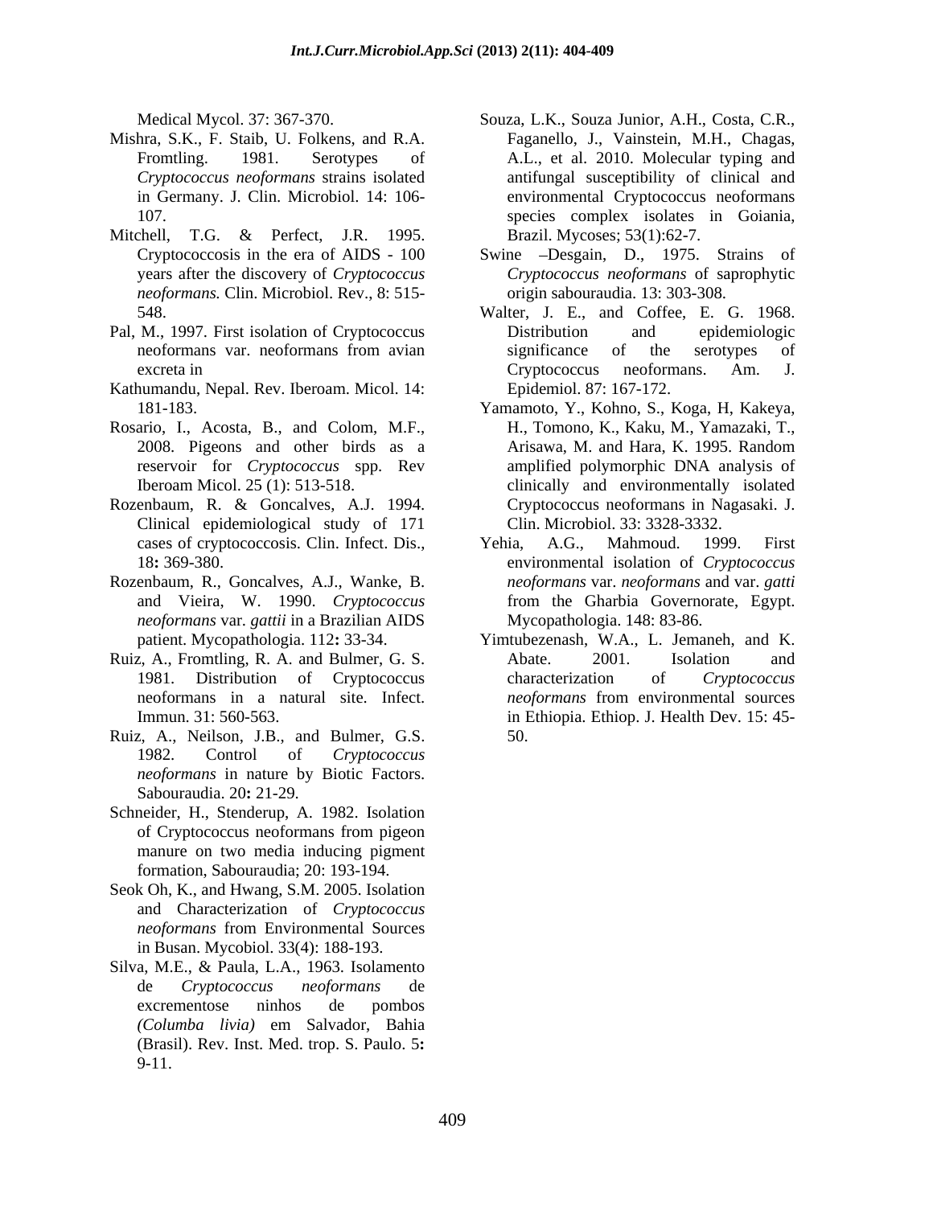Medical Mycol. 37: 367-370.

Mishra, S.K., F. Staib, U. Folkens, and R.A. Fromtling. 1981. Serotypes of *Cryptococcus neoformans* strains isolated in Germany. J. Clin. Microbiol. 14: 106-107.

Mitchell, T.G. & Perfect, J.R. 1995. Cryptococcosis in the era of AIDS - 100 years after the discovery of *Cryptococcus neoformans.* Clin. Microbiol. Rev., 8: 515-548.

Pal, M., 1997. First isolation of Cryptococcus neoformans var. neoformans from avian excreta in

Kathumandu, Nepal. Rev. Iberoam. Micol. 14: 181-183.

Rosario, I., Acosta, B., and Colom, M.F., 2008. Pigeons and other birds as a reservoir for *Cryptococcus* spp. Rev Iberoam Micol. 25 (1): 513-518.

Rozenbaum, R. & Goncalves, A.J. 1994. Clinical epidemiological study of 171 cases of cryptococcosis. Clin. Infect. Dis., 18**:** 369-380.

Rozenbaum, R., Goncalves, A.J., Wanke, B. and Vieira, W. 1990. *Cryptococcus neoformans* var. *gattii* in a Brazilian AIDS patient. Mycopathologia. 112**:** 33-34.

Ruiz, A., Fromtling, R. A. and Bulmer, G. S. 1981. Distribution of Cryptococcus neoformans in a natural site. Infect. Immun. 31: 560-563.

Ruiz, A., Neilson, J.B., and Bulmer, G.S. 1982. Control of *Cryptococcus neoformans* in nature by Biotic Factors. Sabouraudia. 20**:** 21-29.

Schneider, H., Stenderup, A. 1982. Isolation of Cryptococcus neoformans from pigeon manure on two media inducing pigment formation, Sabouraudia; 20: 193-194.

Seok Oh, K., and Hwang, S.M. 2005. Isolation and Characterization of *Cryptococcus neoformans* from Environmental Sources in Busan. Mycobiol. 33(4): 188-193.

Silva, M.E., & Paula, L.A., 1963. Isolamento de *Cryptococcus neoformans* de excrementose ninhos de pombos *(Columba livia)* em Salvador, Bahia (Brasil). Rev. Inst. Med. trop. S. Paulo. 5**:** 9-11.

Souza, L.K., Souza Junior, A.H., Costa, C.R., Faganello, J., Vainstein, M.H., Chagas, A.L., et al. 2010. Molecular typing and antifungal susceptibility of clinical and environmental Cryptococcus neoformans species complex isolates in Goiania, Brazil. Mycoses; 53(1):62-7.

Swine –Desgain, D., 1975. Strains of *Cryptococcus neoformans* of saprophytic origin sabouraudia. 13: 303-308.

Walter, J. E., and Coffee, E. G. 1968. Distribution and epidemiologic significance of the serotypes of Cryptococcus neoformans. Am. J. Epidemiol. 87: 167-172.

Yamamoto, Y., Kohno, S., Koga, H, Kakeya, H., Tomono, K., Kaku, M., Yamazaki, T., Arisawa, M. and Hara, K. 1995. Random amplified polymorphic DNA analysis of clinically and environmentally isolated Cryptococcus neoformans in Nagasaki. J. Clin. Microbiol. 33: 3328-3332.

Yehia, A.G., Mahmoud. 1999. First environmental isolation of *Cryptococcus neoformans* var. *neoformans* and var. *gatti* from the Gharbia Governorate, Egypt. Mycopathologia. 148: 83-86.

Yimtubezenash, W.A., L. Jemaneh, and K. Abate. 2001. Isolation and characterization of *Cryptococcus neoformans* from environmental sources in Ethiopia. Ethiop. J. Health Dev. 15: 45-50.